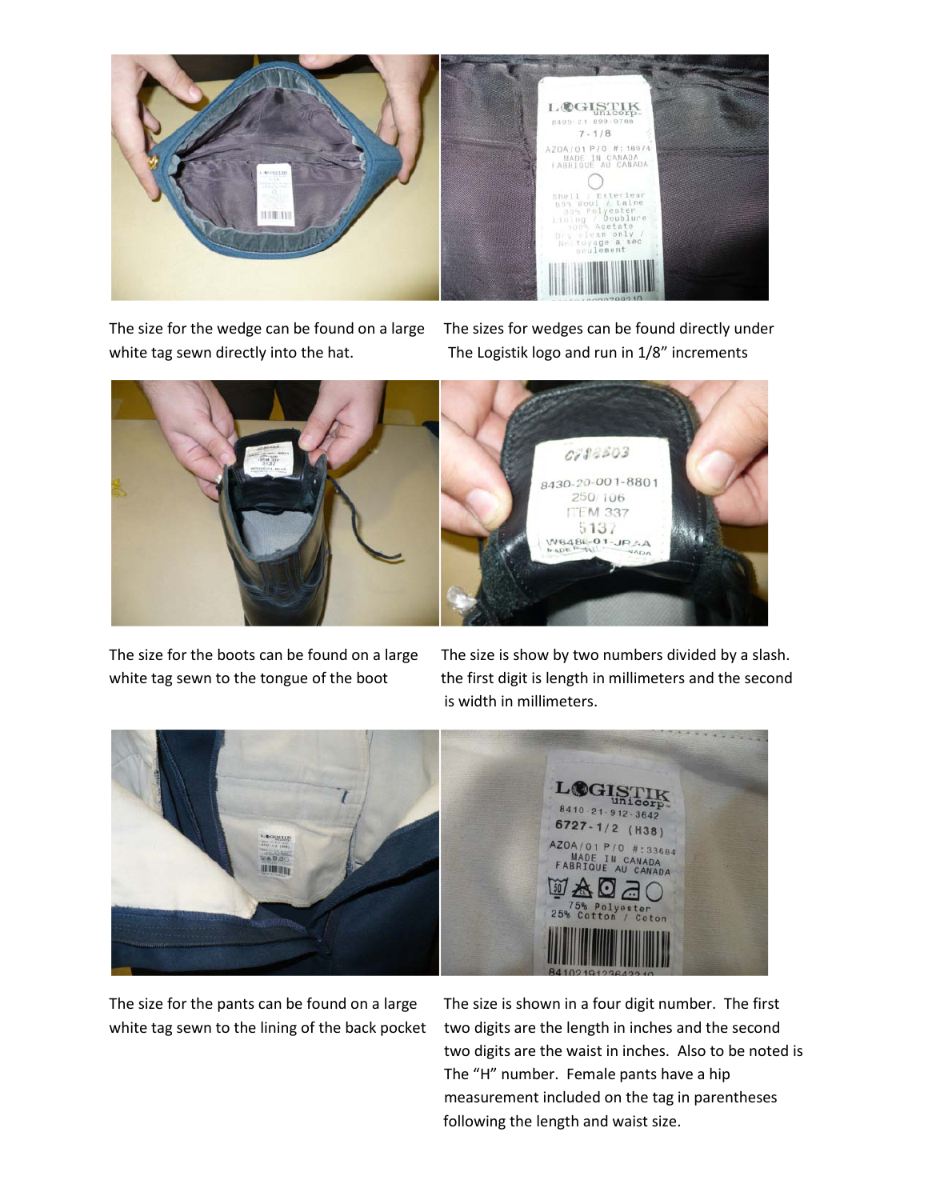The size for the wedge can be found on a large white tag sewn directly into the hat.

The sizes for wedges can be found directly under The Logistik logo and run in 1/8" increments

The size for the boots can be found on a large white tag sewn to the tongue of the boot

The size is show by two numbers divided by a slash. the first digit is length in millimeters and the second is width in millimeters.

The size for the pants can be found on a large white tag sewn to the lining of the back pocket

The size is shown in a four digit number. The first two digits are the length in inches and the second two digits are the waist in inches. Also to be noted is The "H" number. Female pants have a hip measurement included on the tag in parentheses following the length and waist size.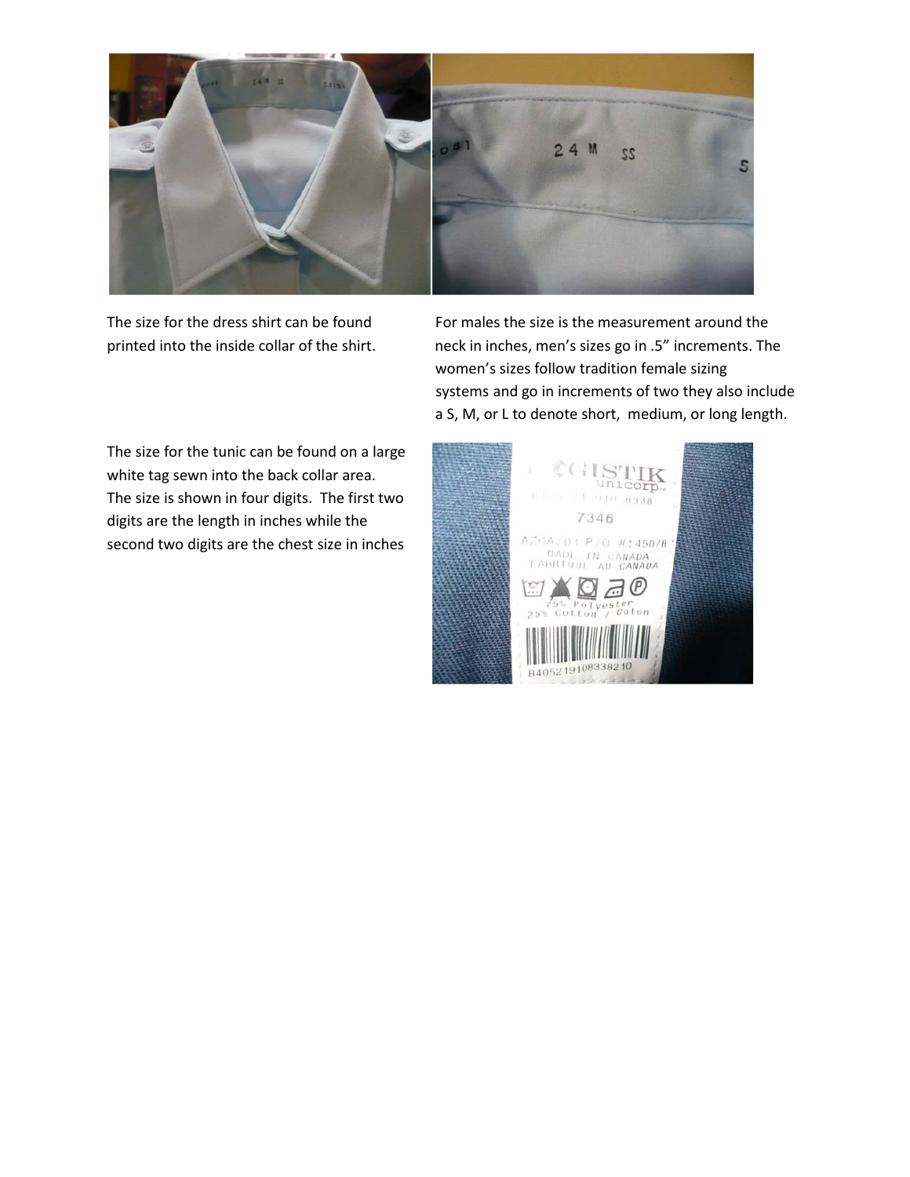The size for the dress shirt can be found printed into the inside collar of the shirt.

For males the size is the measurement around the neck in inches, men's sizes go in .5" increments. The women's sizes follow tradition female sizing systems and go in increments of two they also include a S, M, or L to denote short, medium, or long length.

The size for the tunic can be found on a large white tag sewn into the back collar area. The size is shown in four digits. The first two digits are the length in inches while the second two digits are the chest size in inches